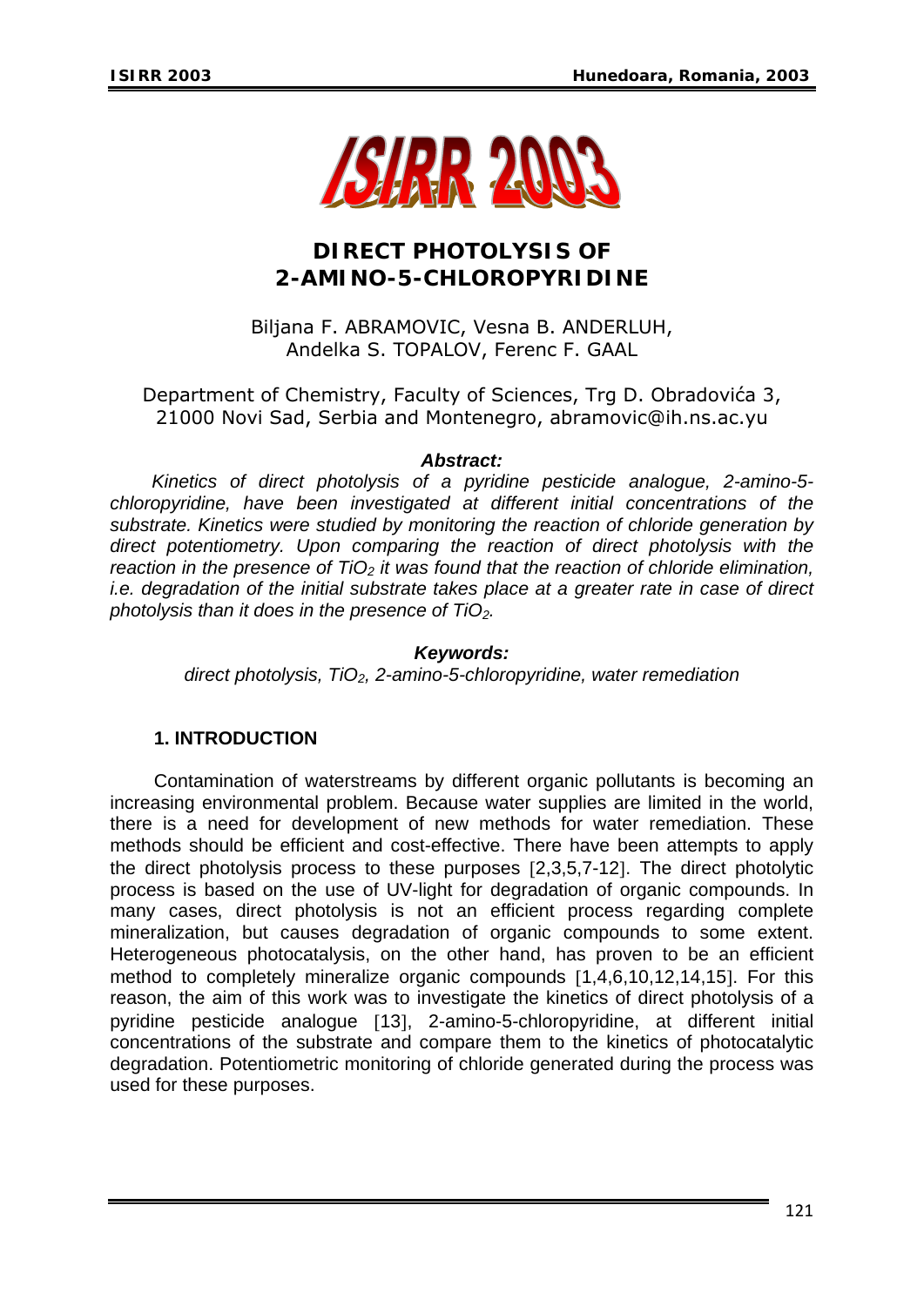# DIRECT PHOTOLYSIS OF 2-AMINO-5-CHLOROPYRIDINE

Biljana F. ABRAMOVIC, Vesna B. ANDERLUH, Andelka S. TOPALOV, Ferenc F. GAAL

Department of Chemistry, Faculty of Sciences, Trg D. Obradovića 3, 21000 Novi Sad, Serbia and Montenegro, abramovic@ih.ns.ac.yu

***Abstract:***

*Kinetics of direct photolysis of a pyridine pesticide analogue, 2-amino-5-chloropyridine, have been investigated at different initial concentrations of the substrate. Kinetics were studied by monitoring the reaction of chloride generation by direct potentiometry. Upon comparing the reaction of direct photolysis with the reaction in the presence of $TiO_2$ it was found that the reaction of chloride elimination, i.e. degradation of the initial substrate takes place at a greater rate in case of direct photolysis than it does in the presence of $TiO_2$.*

***Keywords:***

*direct photolysis, $TiO_2$, 2-amino-5-chloropyridine, water remediation*

## 1. INTRODUCTION

Contamination of waterstreams by different organic pollutants is becoming an increasing environmental problem. Because water supplies are limited in the world, there is a need for development of new methods for water remediation. These methods should be efficient and cost-effective. There have been attempts to apply the direct photolysis process to these purposes [2,3,5,7-12]. The direct photolytic process is based on the use of UV-light for degradation of organic compounds. In many cases, direct photolysis is not an efficient process regarding complete mineralization, but causes degradation of organic compounds to some extent. Heterogeneous photocatalysis, on the other hand, has proven to be an efficient method to completely mineralize organic compounds [1,4,6,10,12,14,15]. For this reason, the aim of this work was to investigate the kinetics of direct photolysis of a pyridine pesticide analogue [13], 2-amino-5-chloropyridine, at different initial concentrations of the substrate and compare them to the kinetics of photocatalytic degradation. Potentiometric monitoring of chloride generated during the process was used for these purposes.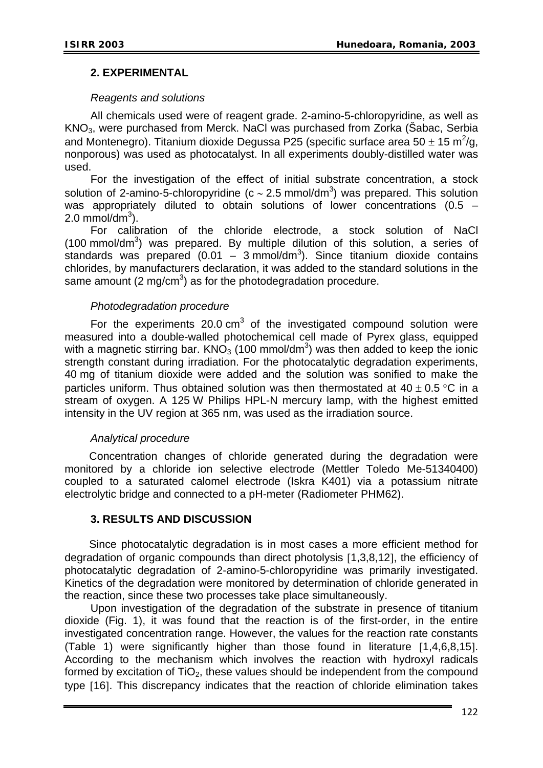## 2. EXPERIMENTAL

*Reagents and solutions*

All chemicals used were of reagent grade. 2-amino-5-chloropyridine, as well as $KNO_3$, were purchased from Merck. NaCl was purchased from Zorka (Šabac, Serbia and Montenegro). Titanium dioxide Degussa P25 (specific surface area $50 \pm 15$ $m^2/g$, nonporous) was used as photocatalyst. In all experiments doubly-distilled water was used.

For the investigation of the effect of initial substrate concentration, a stock solution of 2-amino-5-chloropyridine ($c \sim 2.5$ $mmol/dm^3$) was prepared. This solution was appropriately diluted to obtain solutions of lower concentrations (0.5 – 2.0 $mmol/dm^3$).

For calibration of the chloride electrode, a stock solution of NaCl (100 $mmol/dm^3$) was prepared. By multiple dilution of this solution, a series of standards was prepared (0.01 – 3 $mmol/dm^3$). Since titanium dioxide contains chlorides, by manufacturers declaration, it was added to the standard solutions in the same amount (2 $mg/cm^3$) as for the photodegradation procedure.

*Photodegradation procedure*

For the experiments 20.0 $cm^3$ of the investigated compound solution were measured into a double-walled photochemical cell made of Pyrex glass, equipped with a magnetic stirring bar. $KNO_3$ (100 $mmol/dm^3$) was then added to keep the ionic strength constant during irradiation. For the photocatalytic degradation experiments, 40 mg of titanium dioxide were added and the solution was sonified to make the particles uniform. Thus obtained solution was then thermostated at $40 \pm 0.5$ °C in a stream of oxygen. A 125 W Philips HPL-N mercury lamp, with the highest emitted intensity in the UV region at 365 nm, was used as the irradiation source.

*Analytical procedure*

Concentration changes of chloride generated during the degradation were monitored by a chloride ion selective electrode (Mettler Toledo Me-51340400) coupled to a saturated calomel electrode (Iskra K401) via a potassium nitrate electrolytic bridge and connected to a pH-meter (Radiometer PHM62).

## 3. RESULTS AND DISCUSSION

Since photocatalytic degradation is in most cases a more efficient method for degradation of organic compounds than direct photolysis [1,3,8,12], the efficiency of photocatalytic degradation of 2-amino-5-chloropyridine was primarily investigated. Kinetics of the degradation were monitored by determination of chloride generated in the reaction, since these two processes take place simultaneously.

Upon investigation of the degradation of the substrate in presence of titanium dioxide (Fig. 1), it was found that the reaction is of the first-order, in the entire investigated concentration range. However, the values for the reaction rate constants (Table 1) were significantly higher than those found in literature [1,4,6,8,15]. According to the mechanism which involves the reaction with hydroxyl radicals formed by excitation of $TiO_2$, these values should be independent from the compound type [16]. This discrepancy indicates that the reaction of chloride elimination takes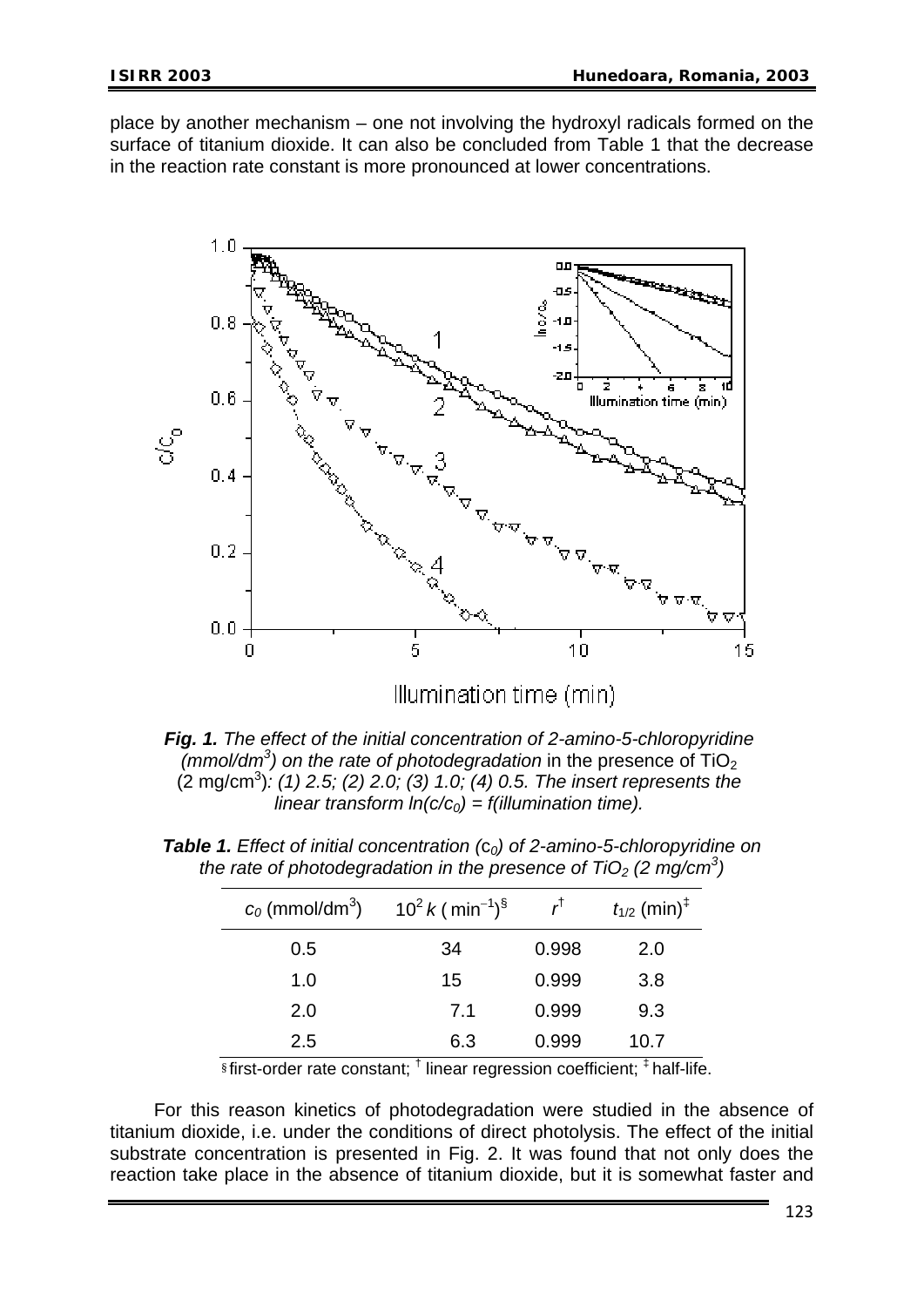place by another mechanism – one not involving the hydroxyl radicals formed on the surface of titanium dioxide. It can also be concluded from Table 1 that the decrease in the reaction rate constant is more pronounced at lower concentrations.

***Fig. 1.*** *The effect of the initial concentration of 2-amino-5-chloropyridine (mmol/dm$^3$) on the rate of photodegradation* in the presence of $TiO_2$ (2 mg/cm$^3$)*: (1) 2.5; (2) 2.0; (3) 1.0; (4) 0.5. The insert represents the linear transform $\ln(c/c_0) = f$(illumination time).*

***Table 1.*** *Effect of initial concentration ($c_0$) of 2-amino-5-chloropyridine on the rate of photodegradation in the presence of $TiO_2$ (2 mg/cm$^3$)*

| $c_0$ (mmol/dm$^3$) | $10^2\,k$ (min$^{-1}$)$^§$ | $r^†$ | $t_{1/2}$ (min)$^‡$ |
|---|---|---|---|
| 0.5 | 34 | 0.998 | 2.0 |
| 1.0 | 15 | 0.999 | 3.8 |
| 2.0 | 7.1 | 0.999 | 9.3 |
| 2.5 | 6.3 | 0.999 | 10.7 |

§ first-order rate constant; † linear regression coefficient; ‡ half-life.

For this reason kinetics of photodegradation were studied in the absence of titanium dioxide, i.e. under the conditions of direct photolysis. The effect of the initial substrate concentration is presented in Fig. 2. It was found that not only does the reaction take place in the absence of titanium dioxide, but it is somewhat faster and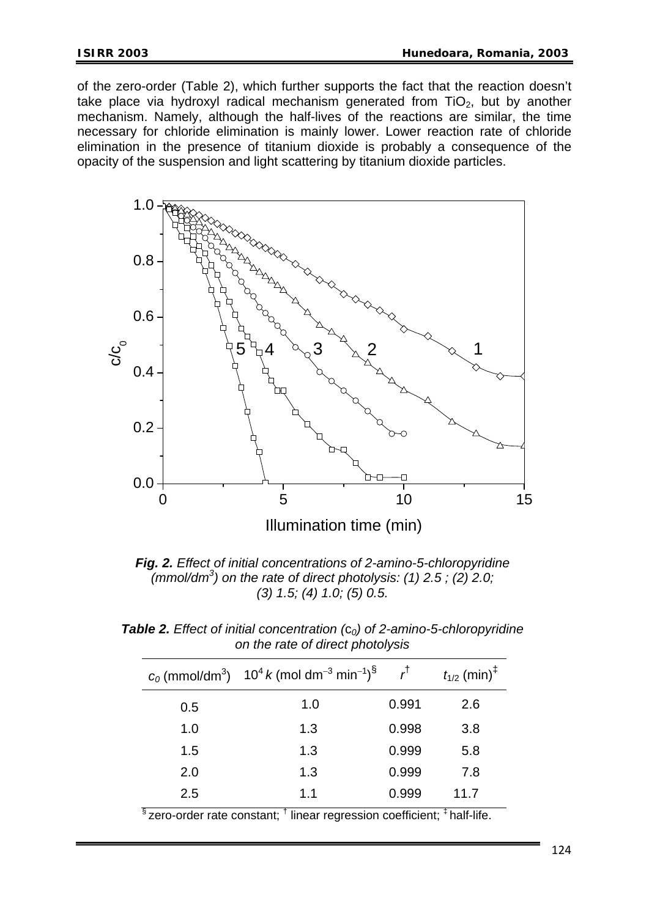of the zero-order (Table 2), which further supports the fact that the reaction doesn't take place via hydroxyl radical mechanism generated from $TiO_2$, but by another mechanism. Namely, although the half-lives of the reactions are similar, the time necessary for chloride elimination is mainly lower. Lower reaction rate of chloride elimination in the presence of titanium dioxide is probably a consequence of the opacity of the suspension and light scattering by titanium dioxide particles.

***Fig. 2.*** *Effect of initial concentrations of 2-amino-5-chloropyridine (mmol/dm$^3$) on the rate of direct photolysis: (1) 2.5 ; (2) 2.0; (3) 1.5; (4) 1.0; (5) 0.5.*

***Table 2.*** *Effect of initial concentration ($c_0$) of 2-amino-5-chloropyridine on the rate of direct photolysis*

| $c_0$ (mmol/dm$^3$) | $10^4 k$ (mol dm$^{-3}$ min$^{-1}$)[§] | $r$[†] | $t_{1/2}$ (min)[‡] |
|---|---|---|---|
| 0.5 | 1.0 | 0.991 | 2.6 |
| 1.0 | 1.3 | 0.998 | 3.8 |
| 1.5 | 1.3 | 0.999 | 5.8 |
| 2.0 | 1.3 | 0.999 | 7.8 |
| 2.5 | 1.1 | 0.999 | 11.7 |

[§] zero-order rate constant; [†] linear regression coefficient; [‡] half-life.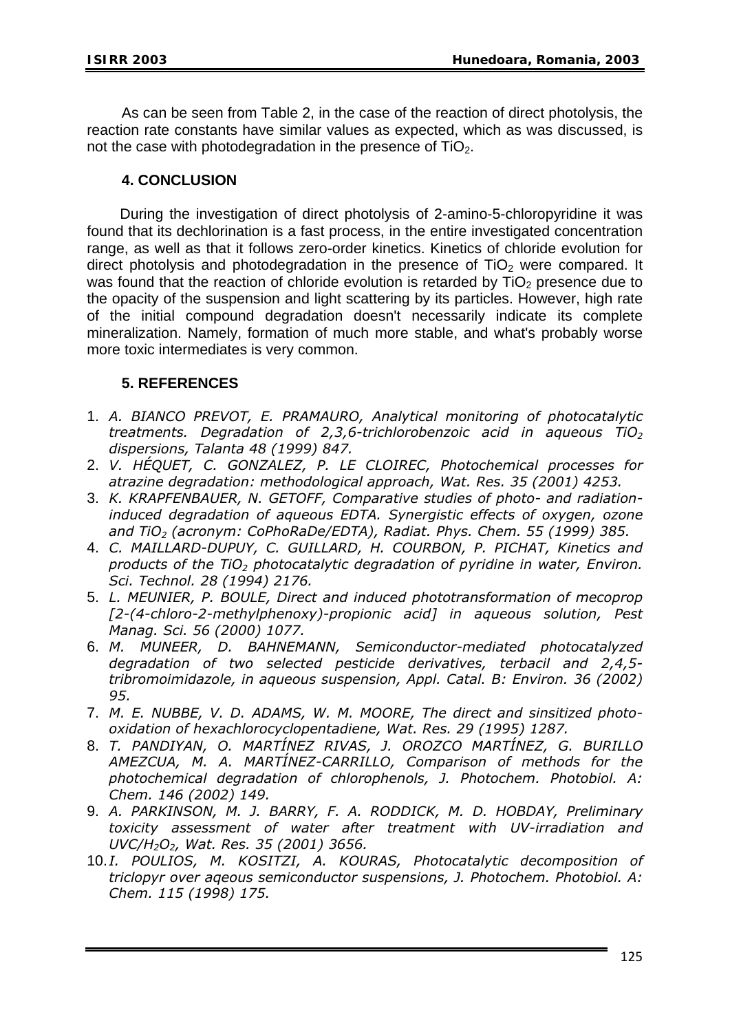As can be seen from Table 2, in the case of the reaction of direct photolysis, the reaction rate constants have similar values as expected, which as was discussed, is not the case with photodegradation in the presence of $TiO_2$.

## 4. CONCLUSION

During the investigation of direct photolysis of 2-amino-5-chloropyridine it was found that its dechlorination is a fast process, in the entire investigated concentration range, as well as that it follows zero-order kinetics. Kinetics of chloride evolution for direct photolysis and photodegradation in the presence of $TiO_2$ were compared. It was found that the reaction of chloride evolution is retarded by $TiO_2$ presence due to the opacity of the suspension and light scattering by its particles. However, high rate of the initial compound degradation doesn't necessarily indicate its complete mineralization. Namely, formation of much more stable, and what's probably worse more toxic intermediates is very common.

## 5. REFERENCES

1. *A. BIANCO PREVOT, E. PRAMAURO, Analytical monitoring of photocatalytic treatments. Degradation of 2,3,6-trichlorobenzoic acid in aqueous $TiO_2$ dispersions, Talanta 48 (1999) 847.*
2. *V. HÉQUET, C. GONZALEZ, P. LE CLOIREC, Photochemical processes for atrazine degradation: methodological approach, Wat. Res. 35 (2001) 4253.*
3. *K. KRAPFENBAUER, N. GETOFF, Comparative studies of photo- and radiation-induced degradation of aqueous EDTA. Synergistic effects of oxygen, ozone and $TiO_2$ (acronym: CoPhoRaDe/EDTA), Radiat. Phys. Chem. 55 (1999) 385.*
4. *C. MAILLARD-DUPUY, C. GUILLARD, H. COURBON, P. PICHAT, Kinetics and products of the $TiO_2$ photocatalytic degradation of pyridine in water, Environ. Sci. Technol. 28 (1994) 2176.*
5. *L. MEUNIER, P. BOULE, Direct and induced phototransformation of mecoprop [2-(4-chloro-2-methylphenoxy)-propionic acid] in aqueous solution, Pest Manag. Sci. 56 (2000) 1077.*
6. *M. MUNEER, D. BAHNEMANN, Semiconductor-mediated photocatalyzed degradation of two selected pesticide derivatives, terbacil and 2,4,5-tribromoimidazole, in aqueous suspension, Appl. Catal. B: Environ. 36 (2002) 95.*
7. *M. E. NUBBE, V. D. ADAMS, W. M. MOORE, The direct and sinsitized photo-oxidation of hexachlorocyclopentadiene, Wat. Res. 29 (1995) 1287.*
8. *T. PANDIYAN, O. MARTÍNEZ RIVAS, J. OROZCO MARTÍNEZ, G. BURILLO AMEZCUA, M. A. MARTÍNEZ-CARRILLO, Comparison of methods for the photochemical degradation of chlorophenols, J. Photochem. Photobiol. A: Chem. 146 (2002) 149.*
9. *A. PARKINSON, M. J. BARRY, F. A. RODDICK, M. D. HOBDAY, Preliminary toxicity assessment of water after treatment with UV-irradiation and UVC/$H_2O_2$, Wat. Res. 35 (2001) 3656.*
10. *I. POULIOS, M. KOSITZI, A. KOURAS, Photocatalytic decomposition of triclopyr over aqeous semiconductor suspensions, J. Photochem. Photobiol. A: Chem. 115 (1998) 175.*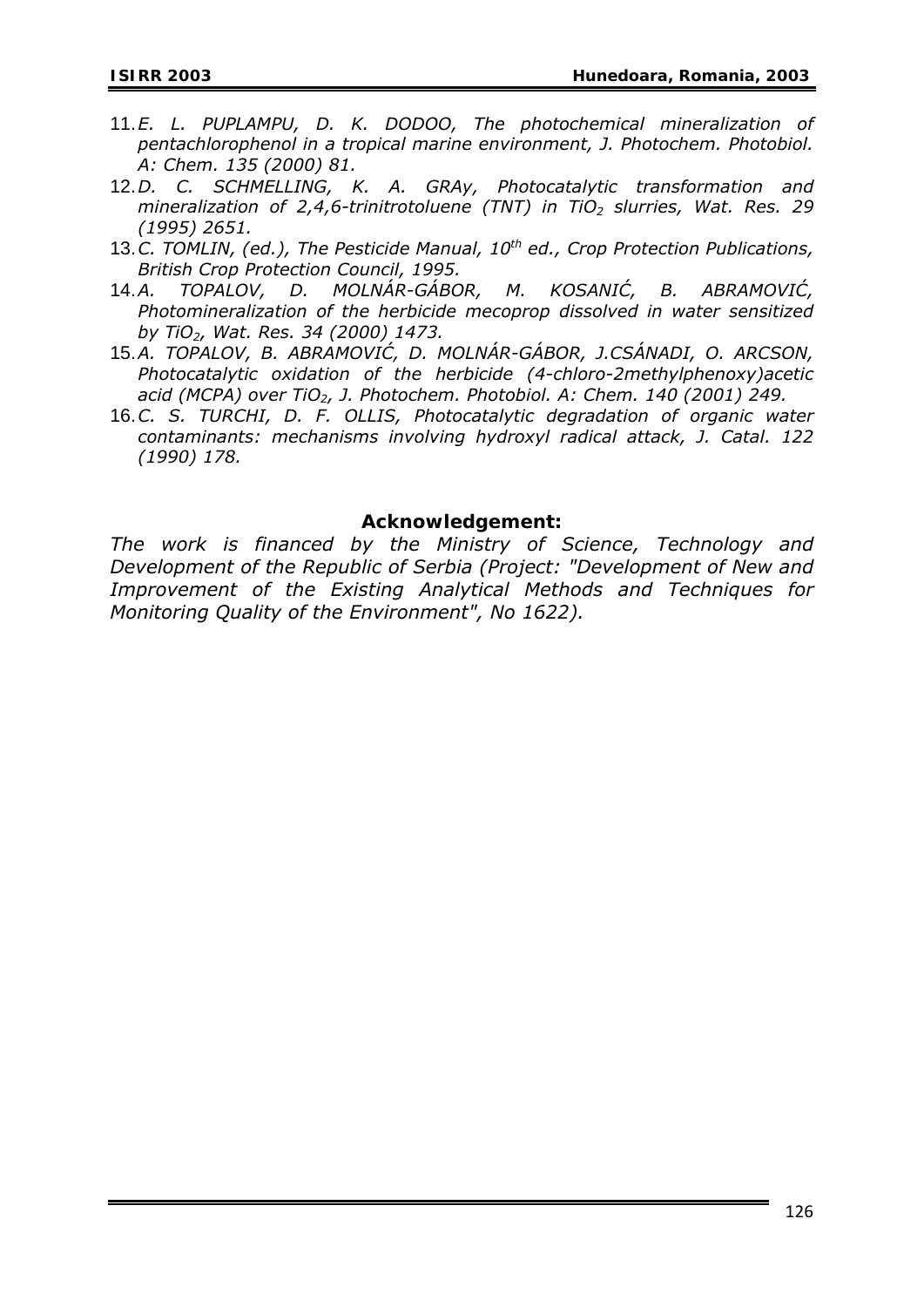11. *E. L. PUPLAMPU, D. K. DODOO, The photochemical mineralization of pentachlorophenol in a tropical marine environment, J. Photochem. Photobiol. A: Chem. 135 (2000) 81.*
12. *D. C. SCHMELLING, K. A. GRAy, Photocatalytic transformation and mineralization of 2,4,6-trinitrotoluene (TNT) in $TiO_2$ slurries, Wat. Res. 29 (1995) 2651.*
13. *C. TOMLIN, (ed.), The Pesticide Manual, 10th ed., Crop Protection Publications, British Crop Protection Council, 1995.*
14. *A. TOPALOV, D. MOLNÁR-GÁBOR, M. KOSANIĆ, B. ABRAMOVIĆ, Photomineralization of the herbicide mecoprop dissolved in water sensitized by $TiO_2$, Wat. Res. 34 (2000) 1473.*
15. *A. TOPALOV, B. ABRAMOVIĆ, D. MOLNÁR-GÁBOR, J.CSÁNADI, O. ARCSON, Photocatalytic oxidation of the herbicide (4-chloro-2methylphenoxy)acetic acid (MCPA) over $TiO_2$, J. Photochem. Photobiol. A: Chem. 140 (2001) 249.*
16. *C. S. TURCHI, D. F. OLLIS, Photocatalytic degradation of organic water contaminants: mechanisms involving hydroxyl radical attack, J. Catal. 122 (1990) 178.*

**Acknowledgement:**

*The work is financed by the Ministry of Science, Technology and Development of the Republic of Serbia (Project: "Development of New and Improvement of the Existing Analytical Methods and Techniques for Monitoring Quality of the Environment", No 1622).*